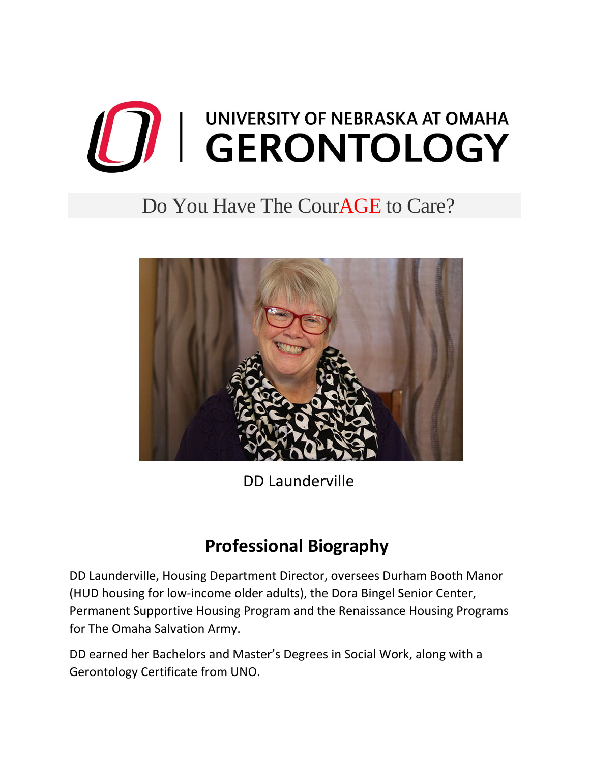# UNIVERSITY OF NEBRASKA AT OMAHA GERONTOLOGY

## Do You Have The CourAGE to Care?

DD Launderville

## Professional Biography

DD Launderville, Housing Department Director, oversees Durham Booth Manor (HUD housing for low-income older adults), the Dora Bingel Senior Center, Permanent Supportive Housing Program and the Renaissance Housing Programs for The Omaha Salvation Army.

DD earned her Bachelors and Master's Degrees in Social Work, along with a Gerontology Certificate from UNO.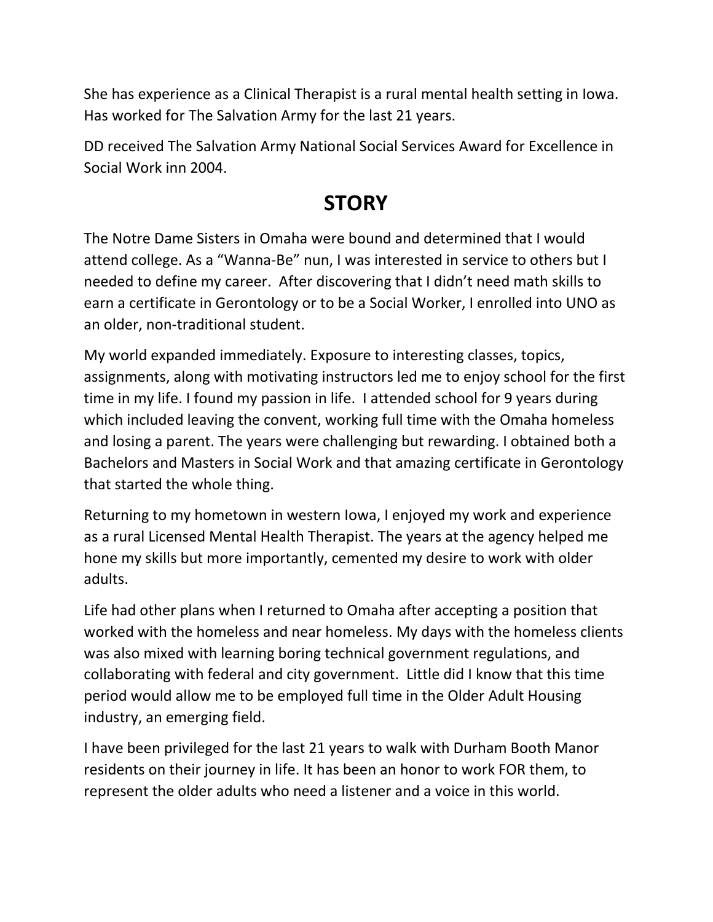She has experience as a Clinical Therapist is a rural mental health setting in Iowa. Has worked for The Salvation Army for the last 21 years.

DD received The Salvation Army National Social Services Award for Excellence in Social Work inn 2004.

# STORY

The Notre Dame Sisters in Omaha were bound and determined that I would attend college. As a "Wanna-Be" nun, I was interested in service to others but I needed to define my career. After discovering that I didn't need math skills to earn a certificate in Gerontology or to be a Social Worker, I enrolled into UNO as an older, non-traditional student.

My world expanded immediately. Exposure to interesting classes, topics, assignments, along with motivating instructors led me to enjoy school for the first time in my life. I found my passion in life. I attended school for 9 years during which included leaving the convent, working full time with the Omaha homeless and losing a parent. The years were challenging but rewarding. I obtained both a Bachelors and Masters in Social Work and that amazing certificate in Gerontology that started the whole thing.

Returning to my hometown in western Iowa, I enjoyed my work and experience as a rural Licensed Mental Health Therapist. The years at the agency helped me hone my skills but more importantly, cemented my desire to work with older adults.

Life had other plans when I returned to Omaha after accepting a position that worked with the homeless and near homeless. My days with the homeless clients was also mixed with learning boring technical government regulations, and collaborating with federal and city government. Little did I know that this time period would allow me to be employed full time in the Older Adult Housing industry, an emerging field.

I have been privileged for the last 21 years to walk with Durham Booth Manor residents on their journey in life. It has been an honor to work FOR them, to represent the older adults who need a listener and a voice in this world.